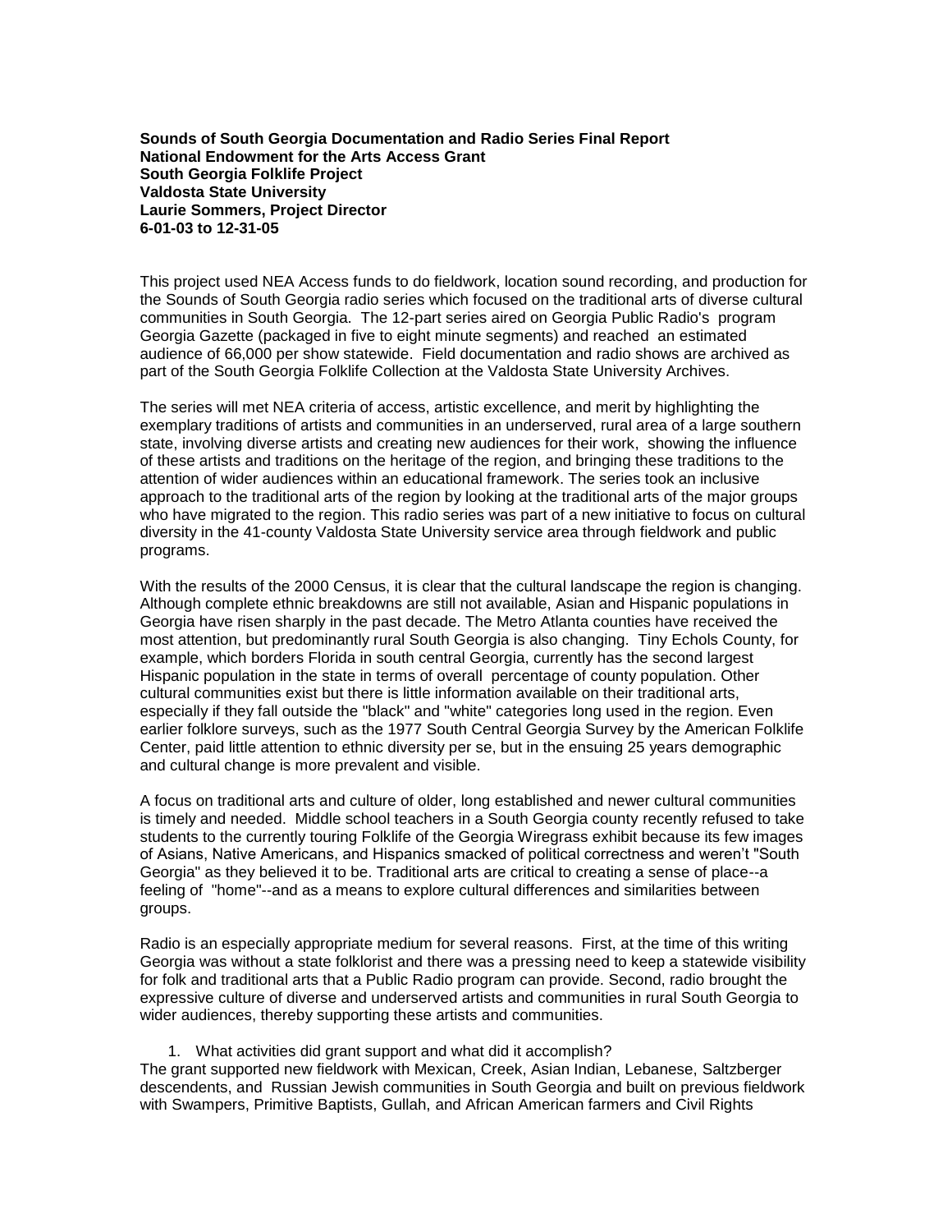**Sounds of South Georgia Documentation and Radio Series Final Report**
**National Endowment for the Arts Access Grant**
**South Georgia Folklife Project**
**Valdosta State University**
**Laurie Sommers, Project Director**
**6-01-03 to 12-31-05**

This project used NEA Access funds to do fieldwork, location sound recording, and production for the Sounds of South Georgia radio series which focused on the traditional arts of diverse cultural communities in South Georgia. The 12-part series aired on Georgia Public Radio's program Georgia Gazette (packaged in five to eight minute segments) and reached an estimated audience of 66,000 per show statewide. Field documentation and radio shows are archived as part of the South Georgia Folklife Collection at the Valdosta State University Archives.

The series will met NEA criteria of access, artistic excellence, and merit by highlighting the exemplary traditions of artists and communities in an underserved, rural area of a large southern state, involving diverse artists and creating new audiences for their work, showing the influence of these artists and traditions on the heritage of the region, and bringing these traditions to the attention of wider audiences within an educational framework. The series took an inclusive approach to the traditional arts of the region by looking at the traditional arts of the major groups who have migrated to the region. This radio series was part of a new initiative to focus on cultural diversity in the 41-county Valdosta State University service area through fieldwork and public programs.

With the results of the 2000 Census, it is clear that the cultural landscape the region is changing. Although complete ethnic breakdowns are still not available, Asian and Hispanic populations in Georgia have risen sharply in the past decade. The Metro Atlanta counties have received the most attention, but predominantly rural South Georgia is also changing. Tiny Echols County, for example, which borders Florida in south central Georgia, currently has the second largest Hispanic population in the state in terms of overall percentage of county population. Other cultural communities exist but there is little information available on their traditional arts, especially if they fall outside the "black" and "white" categories long used in the region. Even earlier folklore surveys, such as the 1977 South Central Georgia Survey by the American Folklife Center, paid little attention to ethnic diversity per se, but in the ensuing 25 years demographic and cultural change is more prevalent and visible.

A focus on traditional arts and culture of older, long established and newer cultural communities is timely and needed. Middle school teachers in a South Georgia county recently refused to take students to the currently touring Folklife of the Georgia Wiregrass exhibit because its few images of Asians, Native Americans, and Hispanics smacked of political correctness and weren't "South Georgia" as they believed it to be. Traditional arts are critical to creating a sense of place--a feeling of "home"--and as a means to explore cultural differences and similarities between groups.

Radio is an especially appropriate medium for several reasons. First, at the time of this writing Georgia was without a state folklorist and there was a pressing need to keep a statewide visibility for folk and traditional arts that a Public Radio program can provide. Second, radio brought the expressive culture of diverse and underserved artists and communities in rural South Georgia to wider audiences, thereby supporting these artists and communities.

1. What activities did grant support and what did it accomplish?

The grant supported new fieldwork with Mexican, Creek, Asian Indian, Lebanese, Saltzberger descendents, and Russian Jewish communities in South Georgia and built on previous fieldwork with Swampers, Primitive Baptists, Gullah, and African American farmers and Civil Rights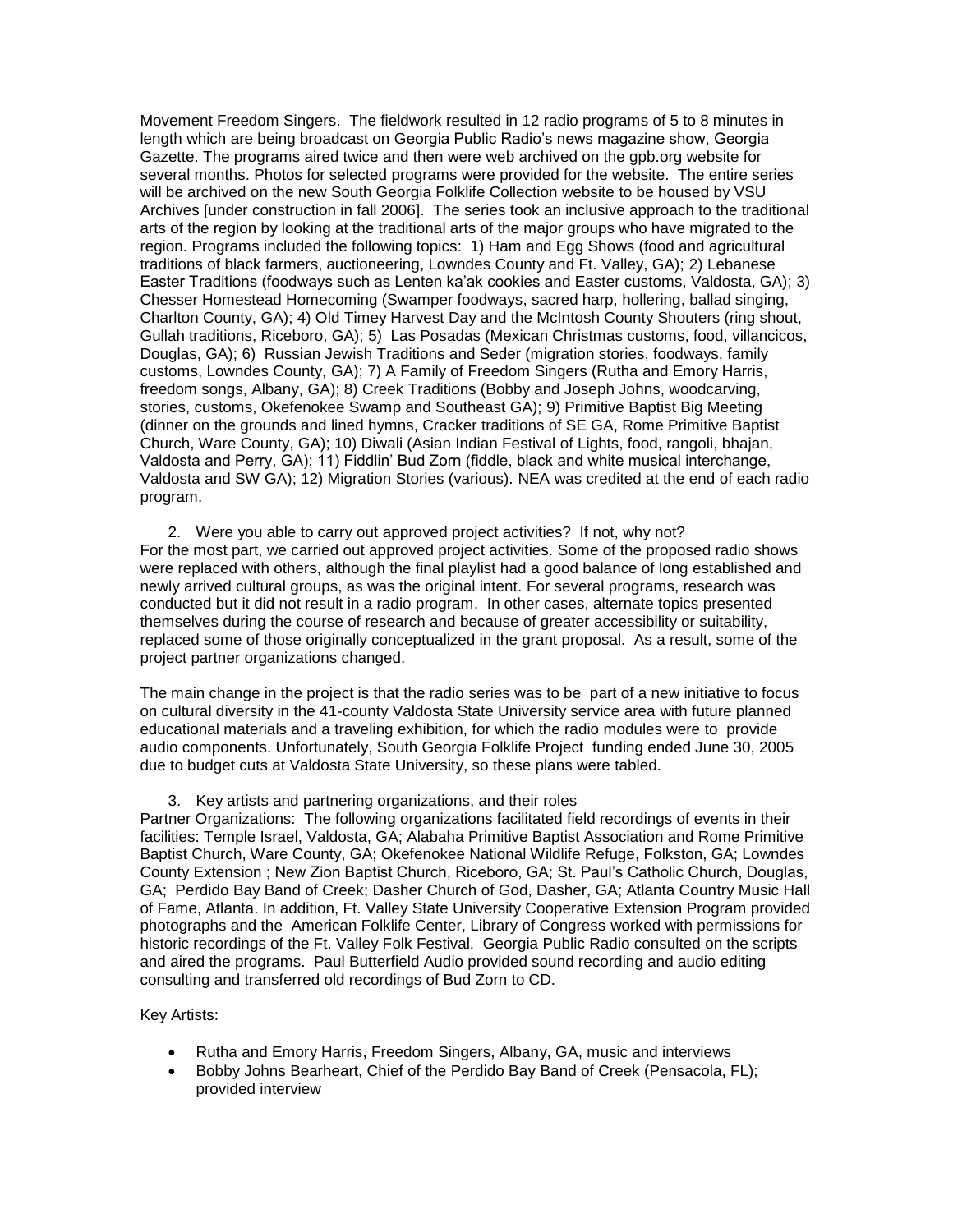Movement Freedom Singers. The fieldwork resulted in 12 radio programs of 5 to 8 minutes in length which are being broadcast on Georgia Public Radio's news magazine show, Georgia Gazette. The programs aired twice and then were web archived on the gpb.org website for several months. Photos for selected programs were provided for the website. The entire series will be archived on the new South Georgia Folklife Collection website to be housed by VSU Archives [under construction in fall 2006]. The series took an inclusive approach to the traditional arts of the region by looking at the traditional arts of the major groups who have migrated to the region. Programs included the following topics: 1) Ham and Egg Shows (food and agricultural traditions of black farmers, auctioneering, Lowndes County and Ft. Valley, GA); 2) Lebanese Easter Traditions (foodways such as Lenten ka'ak cookies and Easter customs, Valdosta, GA); 3) Chesser Homestead Homecoming (Swamper foodways, sacred harp, hollering, ballad singing, Charlton County, GA); 4) Old Timey Harvest Day and the McIntosh County Shouters (ring shout, Gullah traditions, Riceboro, GA); 5) Las Posadas (Mexican Christmas customs, food, villancicos, Douglas, GA); 6) Russian Jewish Traditions and Seder (migration stories, foodways, family customs, Lowndes County, GA); 7) A Family of Freedom Singers (Rutha and Emory Harris, freedom songs, Albany, GA); 8) Creek Traditions (Bobby and Joseph Johns, woodcarving, stories, customs, Okefenokee Swamp and Southeast GA); 9) Primitive Baptist Big Meeting (dinner on the grounds and lined hymns, Cracker traditions of SE GA, Rome Primitive Baptist Church, Ware County, GA); 10) Diwali (Asian Indian Festival of Lights, food, rangoli, bhajan, Valdosta and Perry, GA); 11) Fiddlin' Bud Zorn (fiddle, black and white musical interchange, Valdosta and SW GA); 12) Migration Stories (various). NEA was credited at the end of each radio program.

2. Were you able to carry out approved project activities? If not, why not?

For the most part, we carried out approved project activities. Some of the proposed radio shows were replaced with others, although the final playlist had a good balance of long established and newly arrived cultural groups, as was the original intent. For several programs, research was conducted but it did not result in a radio program. In other cases, alternate topics presented themselves during the course of research and because of greater accessibility or suitability, replaced some of those originally conceptualized in the grant proposal. As a result, some of the project partner organizations changed.

The main change in the project is that the radio series was to be part of a new initiative to focus on cultural diversity in the 41-county Valdosta State University service area with future planned educational materials and a traveling exhibition, for which the radio modules were to provide audio components. Unfortunately, South Georgia Folklife Project funding ended June 30, 2005 due to budget cuts at Valdosta State University, so these plans were tabled.

3. Key artists and partnering organizations, and their roles

Partner Organizations: The following organizations facilitated field recordings of events in their facilities: Temple Israel, Valdosta, GA; Alabaha Primitive Baptist Association and Rome Primitive Baptist Church, Ware County, GA; Okefenokee National Wildlife Refuge, Folkston, GA; Lowndes County Extension ; New Zion Baptist Church, Riceboro, GA; St. Paul's Catholic Church, Douglas, GA; Perdido Bay Band of Creek; Dasher Church of God, Dasher, GA; Atlanta Country Music Hall of Fame, Atlanta. In addition, Ft. Valley State University Cooperative Extension Program provided photographs and the American Folklife Center, Library of Congress worked with permissions for historic recordings of the Ft. Valley Folk Festival. Georgia Public Radio consulted on the scripts and aired the programs. Paul Butterfield Audio provided sound recording and audio editing consulting and transferred old recordings of Bud Zorn to CD.

Key Artists:

- Rutha and Emory Harris, Freedom Singers, Albany, GA, music and interviews
- Bobby Johns Bearheart, Chief of the Perdido Bay Band of Creek (Pensacola, FL); provided interview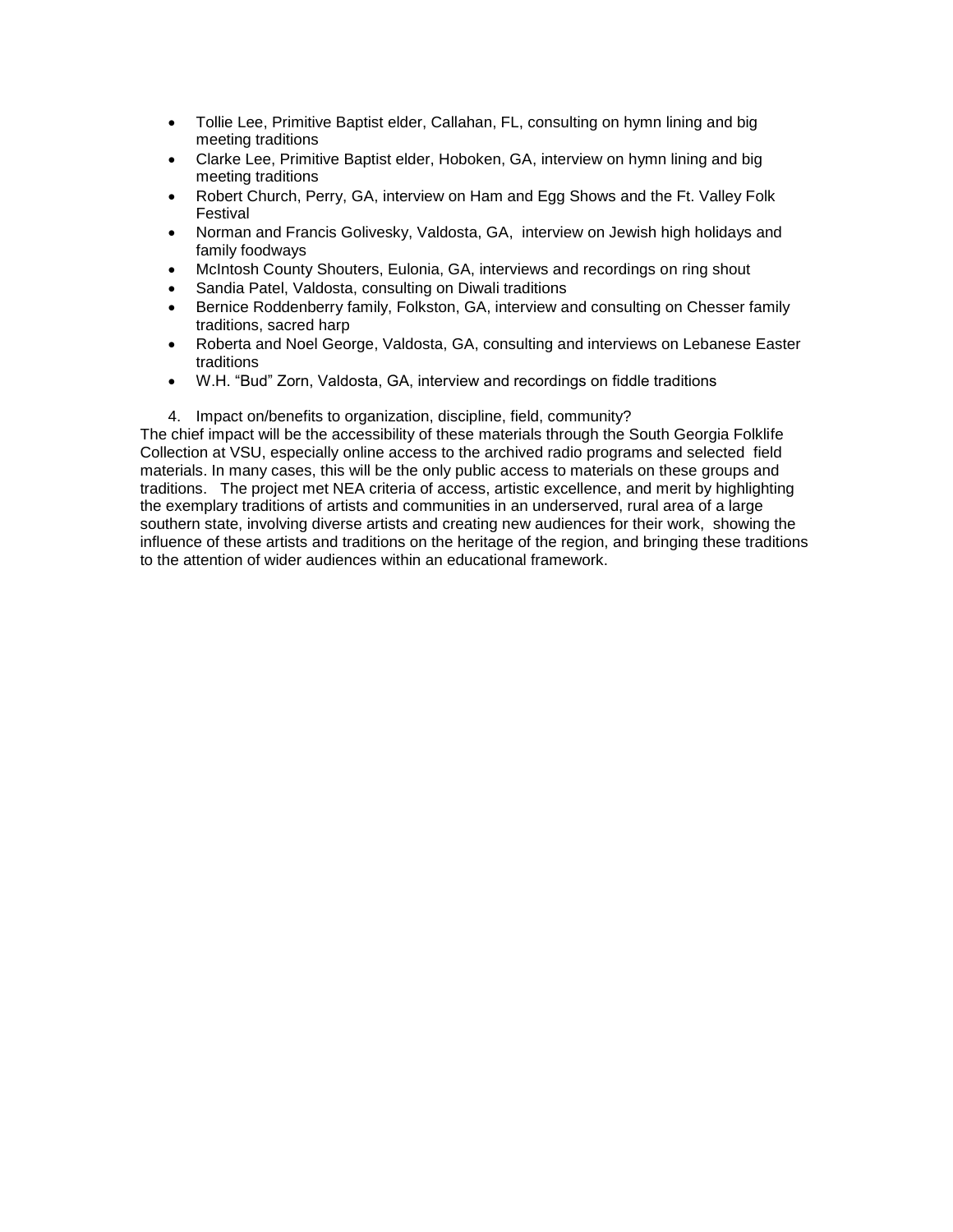- Tollie Lee, Primitive Baptist elder, Callahan, FL, consulting on hymn lining and big meeting traditions
- Clarke Lee, Primitive Baptist elder, Hoboken, GA, interview on hymn lining and big meeting traditions
- Robert Church, Perry, GA, interview on Ham and Egg Shows and the Ft. Valley Folk Festival
- Norman and Francis Golivesky, Valdosta, GA, interview on Jewish high holidays and family foodways
- McIntosh County Shouters, Eulonia, GA, interviews and recordings on ring shout
- Sandia Patel, Valdosta, consulting on Diwali traditions
- Bernice Roddenberry family, Folkston, GA, interview and consulting on Chesser family traditions, sacred harp
- Roberta and Noel George, Valdosta, GA, consulting and interviews on Lebanese Easter traditions
- W.H. "Bud" Zorn, Valdosta, GA, interview and recordings on fiddle traditions

4. Impact on/benefits to organization, discipline, field, community?

The chief impact will be the accessibility of these materials through the South Georgia Folklife Collection at VSU, especially online access to the archived radio programs and selected field materials. In many cases, this will be the only public access to materials on these groups and traditions. The project met NEA criteria of access, artistic excellence, and merit by highlighting the exemplary traditions of artists and communities in an underserved, rural area of a large southern state, involving diverse artists and creating new audiences for their work, showing the influence of these artists and traditions on the heritage of the region, and bringing these traditions to the attention of wider audiences within an educational framework.